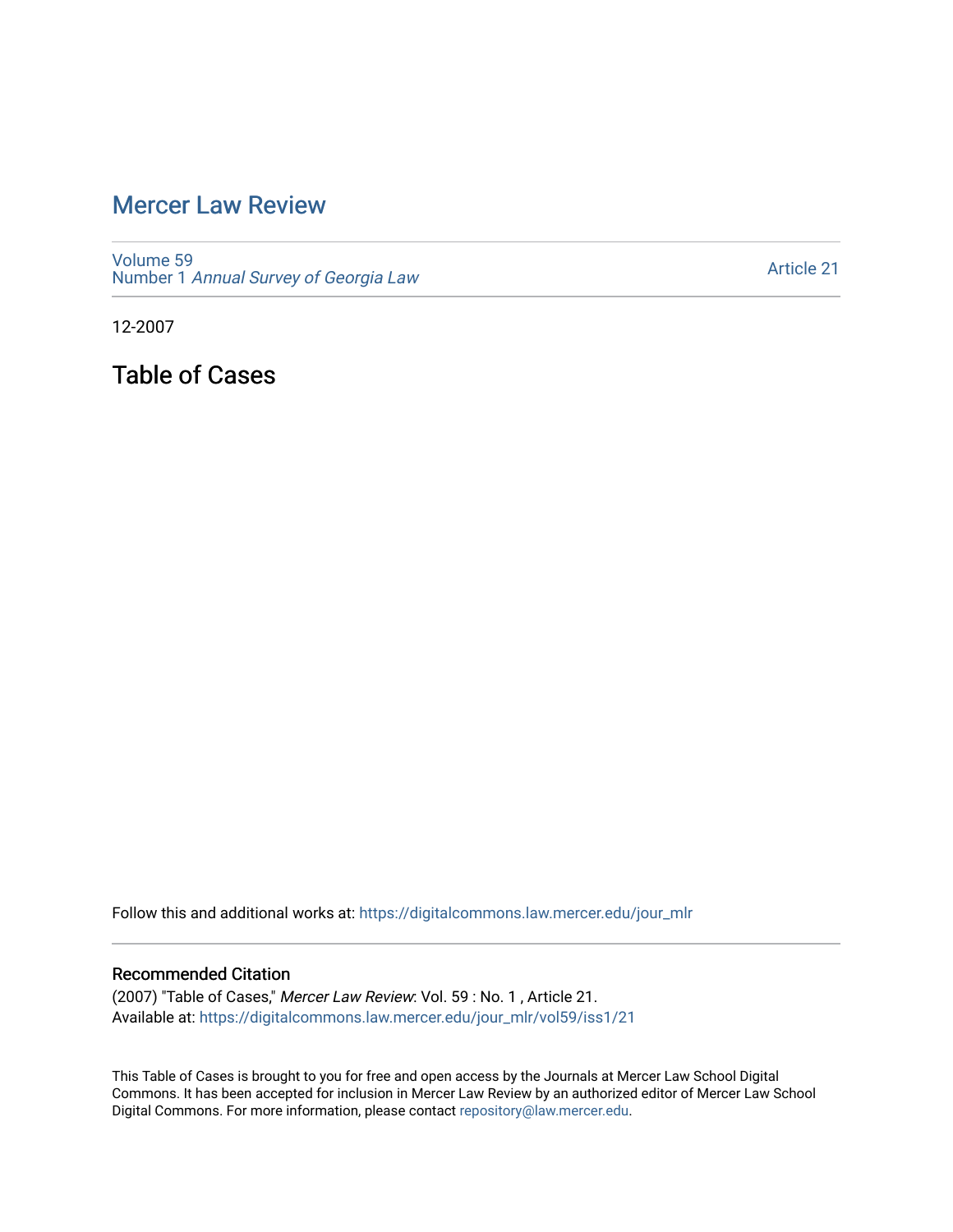# Mercer Law Review

Volume 59
Number 1 *Annual Survey of Georgia Law*

Article 21

12-2007

## Table of Cases

Follow this and additional works at: https://digitalcommons.law.mercer.edu/jour_mlr

### Recommended Citation

(2007) "Table of Cases," *Mercer Law Review*: Vol. 59 : No. 1 , Article 21.
Available at: https://digitalcommons.law.mercer.edu/jour_mlr/vol59/iss1/21

This Table of Cases is brought to you for free and open access by the Journals at Mercer Law School Digital Commons. It has been accepted for inclusion in Mercer Law Review by an authorized editor of Mercer Law School Digital Commons. For more information, please contact repository@law.mercer.edu.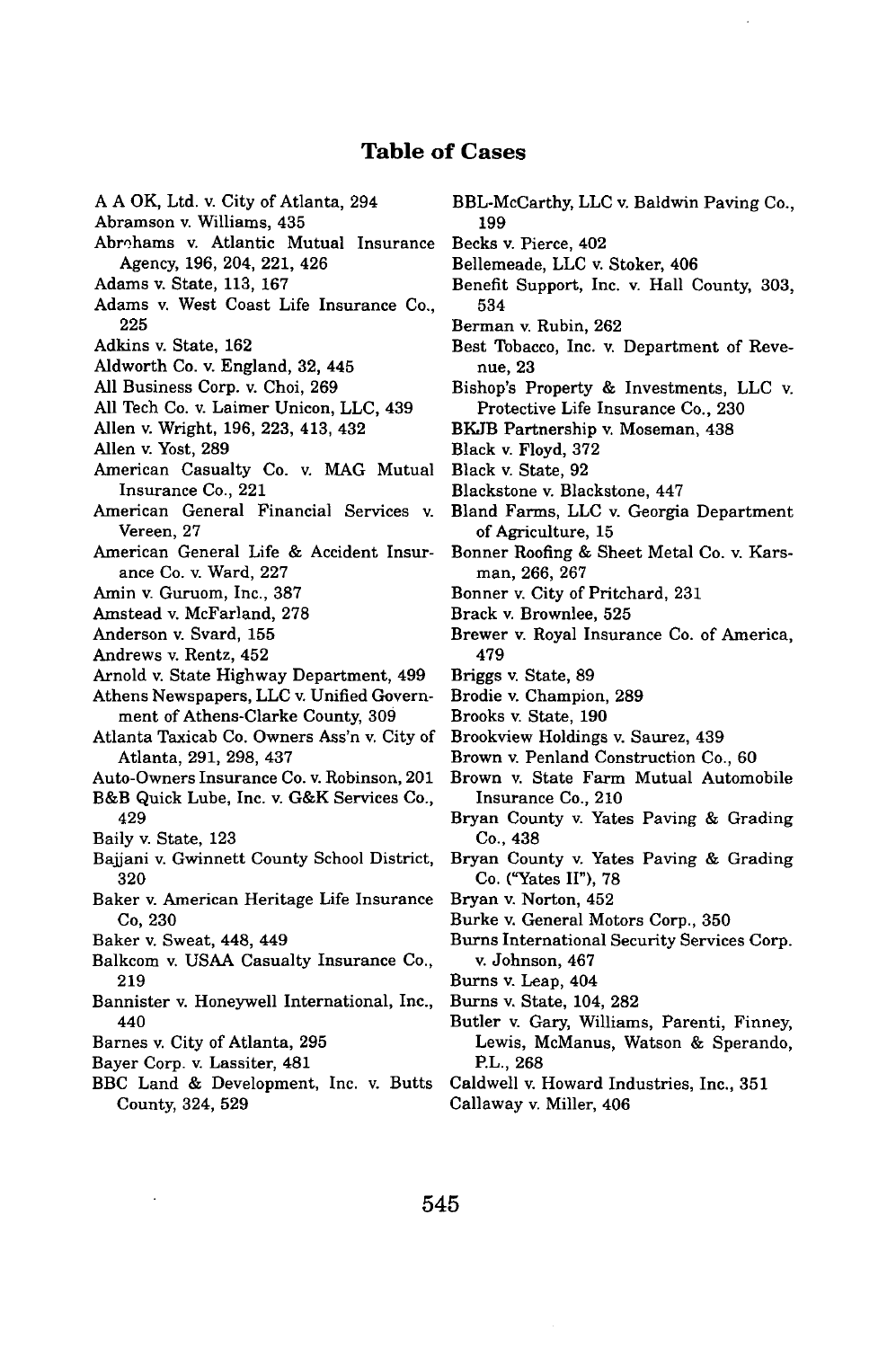# Table of Cases

A A OK, Ltd. v. City of Atlanta, 294
Abramson v. Williams, 435
Abrahams v. Atlantic Mutual Insurance Agency, 196, 204, 221, 426
Adams v. State, 113, 167
Adams v. West Coast Life Insurance Co., 225
Adkins v. State, 162
Aldworth Co. v. England, 32, 445
All Business Corp. v. Choi, 269
All Tech Co. v. Laimer Unicon, LLC, 439
Allen v. Wright, 196, 223, 413, 432
Allen v. Yost, 289
American Casualty Co. v. MAG Mutual Insurance Co., 221
American General Financial Services v. Vereen, 27
American General Life & Accident Insurance Co. v. Ward, 227
Amin v. Guruom, Inc., 387
Amstead v. McFarland, 278
Anderson v. Svard, 155
Andrews v. Rentz, 452
Arnold v. State Highway Department, 499
Athens Newspapers, LLC v. Unified Government of Athens-Clarke County, 309
Atlanta Taxicab Co. Owners Ass'n v. City of Atlanta, 291, 298, 437
Auto-Owners Insurance Co. v. Robinson, 201
B&B Quick Lube, Inc. v. G&K Services Co., 429
Baily v. State, 123
Bajjani v. Gwinnett County School District, 320
Baker v. American Heritage Life Insurance Co, 230
Baker v. Sweat, 448, 449
Balkcom v. USAA Casualty Insurance Co., 219
Bannister v. Honeywell International, Inc., 440
Barnes v. City of Atlanta, 295
Bayer Corp. v. Lassiter, 481
BBC Land & Development, Inc. v. Butts County, 324, 529
BBL-McCarthy, LLC v. Baldwin Paving Co., 199
Becks v. Pierce, 402
Bellemeade, LLC v. Stoker, 406
Benefit Support, Inc. v. Hall County, 303, 534
Berman v. Rubin, 262
Best Tobacco, Inc. v. Department of Revenue, 23
Bishop's Property & Investments, LLC v. Protective Life Insurance Co., 230
BKJB Partnership v. Moseman, 438
Black v. Floyd, 372
Black v. State, 92
Blackstone v. Blackstone, 447
Bland Farms, LLC v. Georgia Department of Agriculture, 15
Bonner Roofing & Sheet Metal Co. v. Karsman, 266, 267
Bonner v. City of Pritchard, 231
Brack v. Brownlee, 525
Brewer v. Royal Insurance Co. of America, 479
Briggs v. State, 89
Brodie v. Champion, 289
Brooks v. State, 190
Brookview Holdings v. Saurez, 439
Brown v. Penland Construction Co., 60
Brown v. State Farm Mutual Automobile Insurance Co., 210
Bryan County v. Yates Paving & Grading Co., 438
Bryan County v. Yates Paving & Grading Co. ("Yates II"), 78
Bryan v. Norton, 452
Burke v. General Motors Corp., 350
Burns International Security Services Corp. v. Johnson, 467
Burns v. Leap, 404
Burns v. State, 104, 282
Butler v. Gary, Williams, Parenti, Finney, Lewis, McManus, Watson & Sperando, P.L., 268
Caldwell v. Howard Industries, Inc., 351
Callaway v. Miller, 406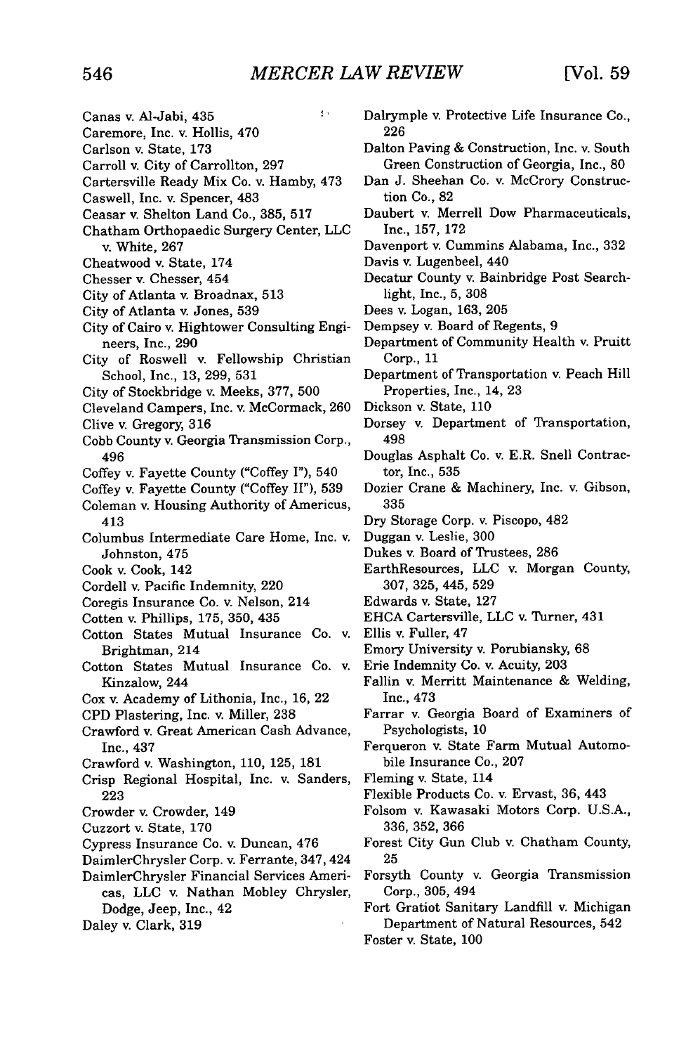Canas v. Al-Jabi, 435
Caremore, Inc. v. Hollis, 470
Carlson v. State, 173
Carroll v. City of Carrollton, 297
Cartersville Ready Mix Co. v. Hamby, 473
Caswell, Inc. v. Spencer, 483
Ceasar v. Shelton Land Co., 385, 517
Chatham Orthopaedic Surgery Center, LLC v. White, 267
Cheatwood v. State, 174
Chesser v. Chesser, 454
City of Atlanta v. Broadnax, 513
City of Atlanta v. Jones, 539
City of Cairo v. Hightower Consulting Engineers, Inc., 290
City of Roswell v. Fellowship Christian School, Inc., 13, 299, 531
City of Stockbridge v. Meeks, 377, 500
Cleveland Campers, Inc. v. McCormack, 260
Clive v. Gregory, 316
Cobb County v. Georgia Transmission Corp., 496
Coffey v. Fayette County ("Coffey I"), 540
Coffey v. Fayette County ("Coffey II"), 539
Coleman v. Housing Authority of Americus, 413
Columbus Intermediate Care Home, Inc. v. Johnston, 475
Cook v. Cook, 142
Cordell v. Pacific Indemnity, 220
Coregis Insurance Co. v. Nelson, 214
Cotten v. Phillips, 175, 350, 435
Cotton States Mutual Insurance Co. v. Brightman, 214
Cotton States Mutual Insurance Co. v. Kinzalow, 244
Cox v. Academy of Lithonia, Inc., 16, 22
CPD Plastering, Inc. v. Miller, 238
Crawford v. Great American Cash Advance, Inc., 437
Crawford v. Washington, 110, 125, 181
Crisp Regional Hospital, Inc. v. Sanders, 223
Crowder v. Crowder, 149
Cuzzort v. State, 170
Cypress Insurance Co. v. Duncan, 476
DaimlerChrysler Corp. v. Ferrante, 347, 424
DaimlerChrysler Financial Services Americas, LLC v. Nathan Mobley Chrysler, Dodge, Jeep, Inc., 42
Daley v. Clark, 319
Dalrymple v. Protective Life Insurance Co., 226
Dalton Paving & Construction, Inc. v. South Green Construction of Georgia, Inc., 80
Dan J. Sheehan Co. v. McCrory Construction Co., 82
Daubert v. Merrell Dow Pharmaceuticals, Inc., 157, 172
Davenport v. Cummins Alabama, Inc., 332
Davis v. Lugenbeel, 440
Decatur County v. Bainbridge Post Searchlight, Inc., 5, 308
Dees v. Logan, 163, 205
Dempsey v. Board of Regents, 9
Department of Community Health v. Pruitt Corp., 11
Department of Transportation v. Peach Hill Properties, Inc., 14, 23
Dickson v. State, 110
Dorsey v. Department of Transportation, 498
Douglas Asphalt Co. v. E.R. Snell Contractor, Inc., 535
Dozier Crane & Machinery, Inc. v. Gibson, 335
Dry Storage Corp. v. Piscopo, 482
Duggan v. Leslie, 300
Dukes v. Board of Trustees, 286
EarthResources, LLC v. Morgan County, 307, 325, 445, 529
Edwards v. State, 127
EHCA Cartersville, LLC v. Turner, 431
Ellis v. Fuller, 47
Emory University v. Porubiansky, 68
Erie Indemnity Co. v. Acuity, 203
Fallin v. Merritt Maintenance & Welding, Inc., 473
Farrar v. Georgia Board of Examiners of Psychologists, 10
Ferqueron v. State Farm Mutual Automobile Insurance Co., 207
Fleming v. State, 114
Flexible Products Co. v. Ervast, 36, 443
Folsom v. Kawasaki Motors Corp. U.S.A., 336, 352, 366
Forest City Gun Club v. Chatham County, 25
Forsyth County v. Georgia Transmission Corp., 305, 494
Fort Gratiot Sanitary Landfill v. Michigan Department of Natural Resources, 542
Foster v. State, 100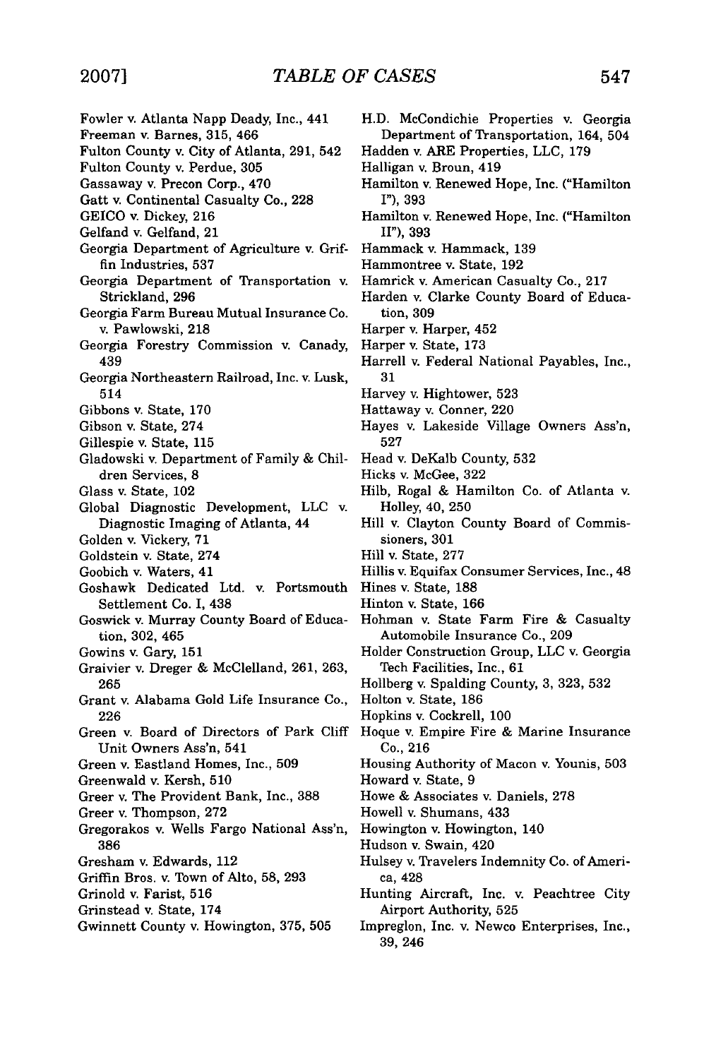Fowler v. Atlanta Napp Deady, Inc., 441
Freeman v. Barnes, 315, 466
Fulton County v. City of Atlanta, 291, 542
Fulton County v. Perdue, 305
Gassaway v. Precon Corp., 470
Gatt v. Continental Casualty Co., 228
GEICO v. Dickey, 216
Gelfand v. Gelfand, 21
Georgia Department of Agriculture v. Griffin Industries, 537
Georgia Department of Transportation v. Strickland, 296
Georgia Farm Bureau Mutual Insurance Co. v. Pawlowski, 218
Georgia Forestry Commission v. Canady, 439
Georgia Northeastern Railroad, Inc. v. Lusk, 514
Gibbons v. State, 170
Gibson v. State, 274
Gillespie v. State, 115
Gladowski v. Department of Family & Children Services, 8
Glass v. State, 102
Global Diagnostic Development, LLC v. Diagnostic Imaging of Atlanta, 44
Golden v. Vickery, 71
Goldstein v. State, 274
Goobich v. Waters, 41
Goshawk Dedicated Ltd. v. Portsmouth Settlement Co. I, 438
Goswick v. Murray County Board of Education, 302, 465
Gowins v. Gary, 151
Graivier v. Dreger & McClelland, 261, 263, 265
Grant v. Alabama Gold Life Insurance Co., 226
Green v. Board of Directors of Park Cliff Unit Owners Ass'n, 541
Green v. Eastland Homes, Inc., 509
Greenwald v. Kersh, 510
Greer v. The Provident Bank, Inc., 388
Greer v. Thompson, 272
Gregorakos v. Wells Fargo National Ass'n, 386
Gresham v. Edwards, 112
Griffin Bros. v. Town of Alto, 58, 293
Grinold v. Farist, 516
Grinstead v. State, 174
Gwinnett County v. Howington, 375, 505
H.D. McCondichie Properties v. Georgia Department of Transportation, 164, 504
Hadden v. ARE Properties, LLC, 179
Halligan v. Broun, 419
Hamilton v. Renewed Hope, Inc. ("Hamilton I"), 393
Hamilton v. Renewed Hope, Inc. ("Hamilton II"), 393
Hammack v. Hammack, 139
Hammontree v. State, 192
Hamrick v. American Casualty Co., 217
Harden v. Clarke County Board of Education, 309
Harper v. Harper, 452
Harper v. State, 173
Harrell v. Federal National Payables, Inc., 31
Harvey v. Hightower, 523
Hattaway v. Conner, 220
Hayes v. Lakeside Village Owners Ass'n, 527
Head v. DeKalb County, 532
Hicks v. McGee, 322
Hilb, Rogal & Hamilton Co. of Atlanta v. Holley, 40, 250
Hill v. Clayton County Board of Commissioners, 301
Hill v. State, 277
Hillis v. Equifax Consumer Services, Inc., 48
Hines v. State, 188
Hinton v. State, 166
Hohman v. State Farm Fire & Casualty Automobile Insurance Co., 209
Holder Construction Group, LLC v. Georgia Tech Facilities, Inc., 61
Hollberg v. Spalding County, 3, 323, 532
Holton v. State, 186
Hopkins v. Cockrell, 100
Hoque v. Empire Fire & Marine Insurance Co., 216
Housing Authority of Macon v. Younis, 503
Howard v. State, 9
Howe & Associates v. Daniels, 278
Howell v. Shumans, 433
Howington v. Howington, 140
Hudson v. Swain, 420
Hulsey v. Travelers Indemnity Co. of America, 428
Hunting Aircraft, Inc. v. Peachtree City Airport Authority, 525
Impreglon, Inc. v. Newco Enterprises, Inc., 39, 246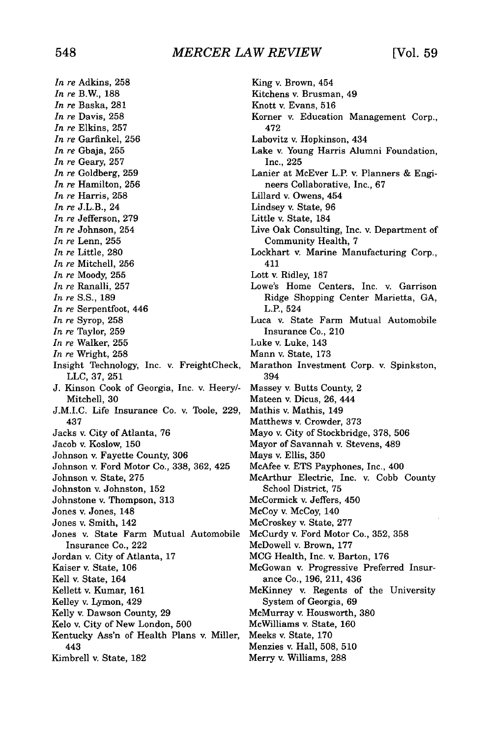*In re* Adkins, 258
*In re* B.W., 188
*In re* Baska, 281
*In re* Davis, 258
*In re* Elkins, 257
*In re* Garfinkel, 256
*In re* Gbaja, 255
*In re* Geary, 257
*In re* Goldberg, 259
*In re* Hamilton, 256
*In re* Harris, 258
*In re* J.L.B., 24
*In re* Jefferson, 279
*In re* Johnson, 254
*In re* Lenn, 255
*In re* Little, 280
*In re* Mitchell, 256
*In re* Moody, 255
*In re* Ranalli, 257
*In re* S.S., 189
*In re* Serpentfoot, 446
*In re* Syrop, 258
*In re* Taylor, 259
*In re* Walker, 255
*In re* Wright, 258
Insight Technology, Inc. v. FreightCheck, LLC, 37, 251
J. Kinson Cook of Georgia, Inc. v. Heery/-Mitchell, 30
J.M.I.C. Life Insurance Co. v. Toole, 229, 437
Jacks v. City of Atlanta, 76
Jacob v. Koslow, 150
Johnson v. Fayette County, 306
Johnson v. Ford Motor Co., 338, 362, 425
Johnson v. State, 275
Johnston v. Johnston, 152
Johnstone v. Thompson, 313
Jones v. Jones, 148
Jones v. Smith, 142
Jones v. State Farm Mutual Automobile Insurance Co., 222
Jordan v. City of Atlanta, 17
Kaiser v. State, 106
Kell v. State, 164
Kellett v. Kumar, 161
Kelley v. Lymon, 429
Kelly v. Dawson County, 29
Kelo v. City of New London, 500
Kentucky Ass'n of Health Plans v. Miller, 443
Kimbrell v. State, 182
King v. Brown, 454
Kitchens v. Brusman, 49
Knott v. Evans, 516
Korner v. Education Management Corp., 472
Labovitz v. Hopkinson, 434
Lake v. Young Harris Alumni Foundation, Inc., 225
Lanier at McEver L.P. v. Planners & Engineers Collaborative, Inc., 67
Lillard v. Owens, 454
Lindsey v. State, 96
Little v. State, 184
Live Oak Consulting, Inc. v. Department of Community Health, 7
Lockhart v. Marine Manufacturing Corp., 411
Lott v. Ridley, 187
Lowe's Home Centers, Inc. v. Garrison Ridge Shopping Center Marietta, GA, L.P., 524
Luca v. State Farm Mutual Automobile Insurance Co., 210
Luke v. Luke, 143
Mann v. State, 173
Marathon Investment Corp. v. Spinkston, 394
Massey v. Butts County, 2
Mateen v. Dicus, 26, 444
Mathis v. Mathis, 149
Matthews v. Crowder, 373
Mayo v. City of Stockbridge, 378, 506
Mayor of Savannah v. Stevens, 489
Mays v. Ellis, 350
McAfee v. ETS Payphones, Inc., 400
McArthur Electric, Inc. v. Cobb County School District, 75
McCormick v. Jeffers, 450
McCoy v. McCoy, 140
McCroskey v. State, 277
McCurdy v. Ford Motor Co., 352, 358
McDowell v. Brown, 177
MCG Health, Inc. v. Barton, 176
McGowan v. Progressive Preferred Insurance Co., 196, 211, 436
McKinney v. Regents of the University System of Georgia, 69
McMurray v. Housworth, 380
McWilliams v. State, 160
Meeks v. State, 170
Menzies v. Hall, 508, 510
Merry v. Williams, 288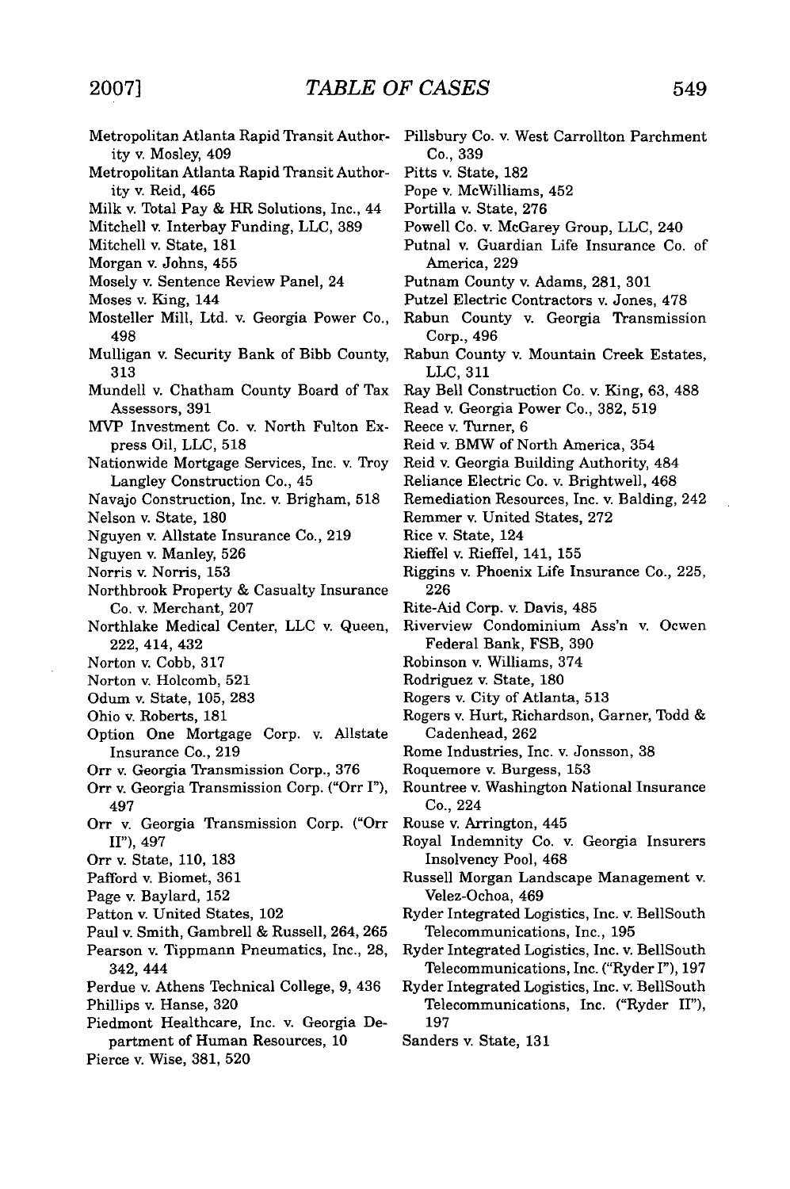Metropolitan Atlanta Rapid Transit Authority v. Mosley, 409
Metropolitan Atlanta Rapid Transit Authority v. Reid, 465
Milk v. Total Pay & HR Solutions, Inc., 44
Mitchell v. Interbay Funding, LLC, 389
Mitchell v. State, 181
Morgan v. Johns, 455
Mosely v. Sentence Review Panel, 24
Moses v. King, 144
Mosteller Mill, Ltd. v. Georgia Power Co., 498
Mulligan v. Security Bank of Bibb County, 313
Mundell v. Chatham County Board of Tax Assessors, 391
MVP Investment Co. v. North Fulton Express Oil, LLC, 518
Nationwide Mortgage Services, Inc. v. Troy Langley Construction Co., 45
Navajo Construction, Inc. v. Brigham, 518
Nelson v. State, 180
Nguyen v. Allstate Insurance Co., 219
Nguyen v. Manley, 526
Norris v. Norris, 153
Northbrook Property & Casualty Insurance Co. v. Merchant, 207
Northlake Medical Center, LLC v. Queen, 222, 414, 432
Norton v. Cobb, 317
Norton v. Holcomb, 521
Odum v. State, 105, 283
Ohio v. Roberts, 181
Option One Mortgage Corp. v. Allstate Insurance Co., 219
Orr v. Georgia Transmission Corp., 376
Orr v. Georgia Transmission Corp. ("Orr I"), 497
Orr v. Georgia Transmission Corp. ("Orr II"), 497
Orr v. State, 110, 183
Pafford v. Biomet, 361
Page v. Baylard, 152
Patton v. United States, 102
Paul v. Smith, Gambrell & Russell, 264, 265
Pearson v. Tippmann Pneumatics, Inc., 28, 342, 444
Perdue v. Athens Technical College, 9, 436
Phillips v. Hanse, 320
Piedmont Healthcare, Inc. v. Georgia Department of Human Resources, 10
Pierce v. Wise, 381, 520
Pillsbury Co. v. West Carrollton Parchment Co., 339
Pitts v. State, 182
Pope v. McWilliams, 452
Portilla v. State, 276
Powell Co. v. McGarey Group, LLC, 240
Putnal v. Guardian Life Insurance Co. of America, 229
Putnam County v. Adams, 281, 301
Putzel Electric Contractors v. Jones, 478
Rabun County v. Georgia Transmission Corp., 496
Rabun County v. Mountain Creek Estates, LLC, 311
Ray Bell Construction Co. v. King, 63, 488
Read v. Georgia Power Co., 382, 519
Reece v. Turner, 6
Reid v. BMW of North America, 354
Reid v. Georgia Building Authority, 484
Reliance Electric Co. v. Brightwell, 468
Remediation Resources, Inc. v. Balding, 242
Remmer v. United States, 272
Rice v. State, 124
Rieffel v. Rieffel, 141, 155
Riggins v. Phoenix Life Insurance Co., 225, 226
Rite-Aid Corp. v. Davis, 485
Riverview Condominium Ass'n v. Ocwen Federal Bank, FSB, 390
Robinson v. Williams, 374
Rodriguez v. State, 180
Rogers v. City of Atlanta, 513
Rogers v. Hurt, Richardson, Garner, Todd & Cadenhead, 262
Rome Industries, Inc. v. Jonsson, 38
Roquemore v. Burgess, 153
Rountree v. Washington National Insurance Co., 224
Rouse v. Arrington, 445
Royal Indemnity Co. v. Georgia Insurers Insolvency Pool, 468
Russell Morgan Landscape Management v. Velez-Ochoa, 469
Ryder Integrated Logistics, Inc. v. BellSouth Telecommunications, Inc., 195
Ryder Integrated Logistics, Inc. v. BellSouth Telecommunications, Inc. ("Ryder I"), 197
Ryder Integrated Logistics, Inc. v. BellSouth Telecommunications, Inc. ("Ryder II"), 197
Sanders v. State, 131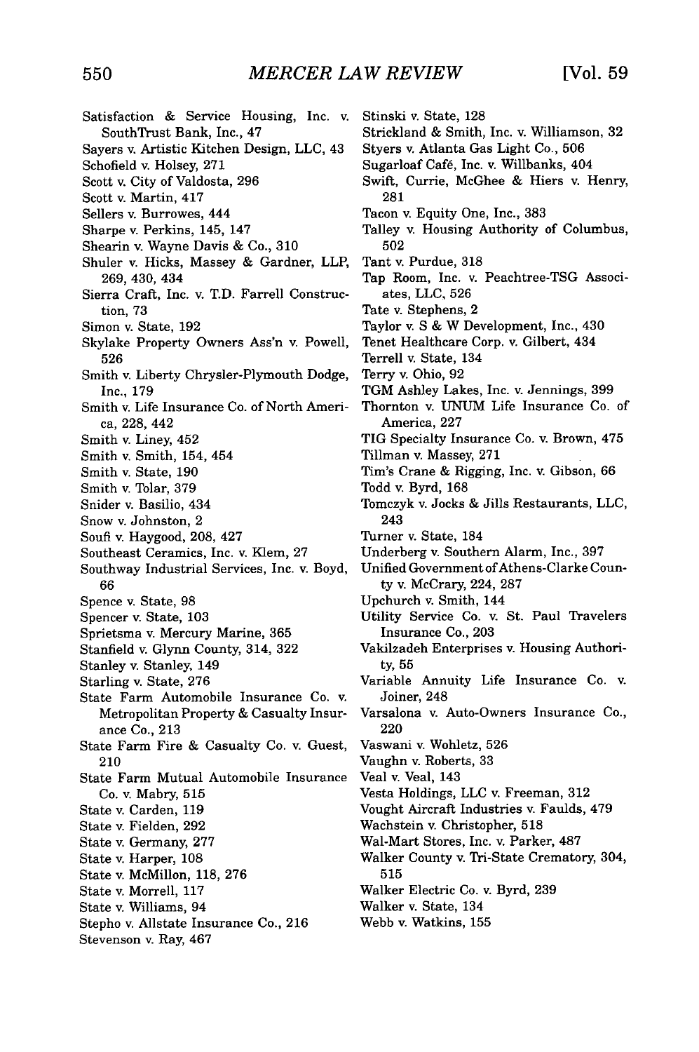Satisfaction & Service Housing, Inc. v. SouthTrust Bank, Inc., 47
Sayers v. Artistic Kitchen Design, LLC, 43
Schofield v. Holsey, 271
Scott v. City of Valdosta, 296
Scott v. Martin, 417
Sellers v. Burrowes, 444
Sharpe v. Perkins, 145, 147
Shearin v. Wayne Davis & Co., 310
Shuler v. Hicks, Massey & Gardner, LLP, 269, 430, 434
Sierra Craft, Inc. v. T.D. Farrell Construction, 73
Simon v. State, 192
Skylake Property Owners Ass'n v. Powell, 526
Smith v. Liberty Chrysler-Plymouth Dodge, Inc., 179
Smith v. Life Insurance Co. of North America, 228, 442
Smith v. Liney, 452
Smith v. Smith, 154, 454
Smith v. State, 190
Smith v. Tolar, 379
Snider v. Basilio, 434
Snow v. Johnston, 2
Soufi v. Haygood, 208, 427
Southeast Ceramics, Inc. v. Klem, 27
Southway Industrial Services, Inc. v. Boyd, 66
Spence v. State, 98
Spencer v. State, 103
Sprietsma v. Mercury Marine, 365
Stanfield v. Glynn County, 314, 322
Stanley v. Stanley, 149
Starling v. State, 276
State Farm Automobile Insurance Co. v. Metropolitan Property & Casualty Insurance Co., 213
State Farm Fire & Casualty Co. v. Guest, 210
State Farm Mutual Automobile Insurance Co. v. Mabry, 515
State v. Carden, 119
State v. Fielden, 292
State v. Germany, 277
State v. Harper, 108
State v. McMillon, 118, 276
State v. Morrell, 117
State v. Williams, 94
Stepho v. Allstate Insurance Co., 216
Stevenson v. Ray, 467
Stinski v. State, 128
Strickland & Smith, Inc. v. Williamson, 32
Styers v. Atlanta Gas Light Co., 506
Sugarloaf Café, Inc. v. Willbanks, 404
Swift, Currie, McGhee & Hiers v. Henry, 281
Tacon v. Equity One, Inc., 383
Talley v. Housing Authority of Columbus, 502
Tant v. Purdue, 318
Tap Room, Inc. v. Peachtree-TSG Associates, LLC, 526
Tate v. Stephens, 2
Taylor v. S & W Development, Inc., 430
Tenet Healthcare Corp. v. Gilbert, 434
Terrell v. State, 134
Terry v. Ohio, 92
TGM Ashley Lakes, Inc. v. Jennings, 399
Thornton v. UNUM Life Insurance Co. of America, 227
TIG Specialty Insurance Co. v. Brown, 475
Tillman v. Massey, 271
Tim's Crane & Rigging, Inc. v. Gibson, 66
Todd v. Byrd, 168
Tomczyk v. Jocks & Jills Restaurants, LLC, 243
Turner v. State, 184
Underberg v. Southern Alarm, Inc., 397
Unified Government of Athens-Clarke County v. McCrary, 224, 287
Upchurch v. Smith, 144
Utility Service Co. v. St. Paul Travelers Insurance Co., 203
Vakilzadeh Enterprises v. Housing Authority, 55
Variable Annuity Life Insurance Co. v. Joiner, 248
Varsalona v. Auto-Owners Insurance Co., 220
Vaswani v. Wohletz, 526
Vaughn v. Roberts, 33
Veal v. Veal, 143
Vesta Holdings, LLC v. Freeman, 312
Vought Aircraft Industries v. Faulds, 479
Wachstein v. Christopher, 518
Wal-Mart Stores, Inc. v. Parker, 487
Walker County v. Tri-State Crematory, 304, 515
Walker Electric Co. v. Byrd, 239
Walker v. State, 134
Webb v. Watkins, 155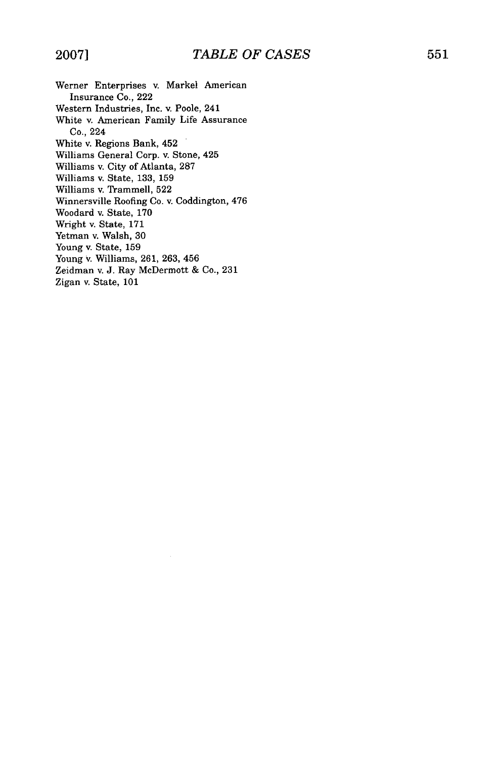Werner Enterprises v. Markel American Insurance Co., 222
Western Industries, Inc. v. Poole, 241
White v. American Family Life Assurance Co., 224
White v. Regions Bank, 452
Williams General Corp. v. Stone, 425
Williams v. City of Atlanta, 287
Williams v. State, 133, 159
Williams v. Trammell, 522
Winnersville Roofing Co. v. Coddington, 476
Woodard v. State, 170
Wright v. State, 171
Yetman v. Walsh, 30
Young v. State, 159
Young v. Williams, 261, 263, 456
Zeidman v. J. Ray McDermott & Co., 231
Zigan v. State, 101